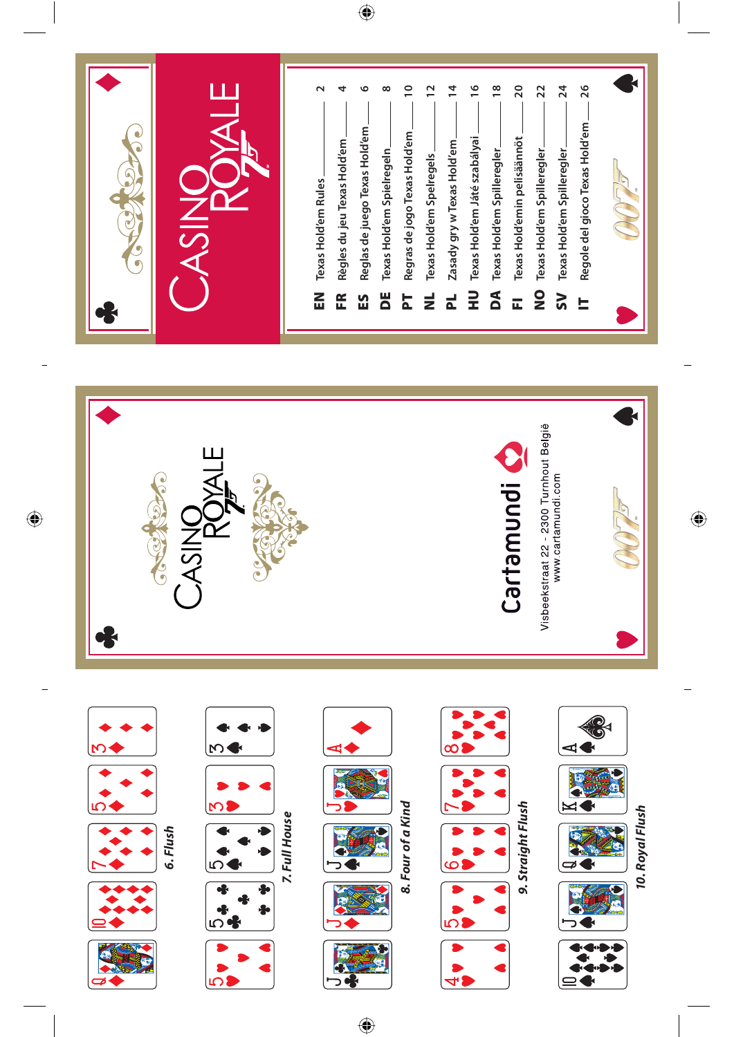# Casino Royale 007

| | | |
|---|---|---|
| EN | Texas Hold'em Rules | 2 |
| FR | Règles du jeu Texas Hold'em | 4 |
| ES | Reglas de juego Texas Hold'em | 6 |
| DE | Texas Hold'em Spielregeln | 8 |
| PT | Regras de jogo Texas Hold'em | 10 |
| NL | Texas Hold'em Spelregels | 12 |
| PL | Zasady gry w Texas Hold'em | 14 |
| HU | Texas Hold'em Játé szabályai | 16 |
| DA | Texas Hold'em Spilleregler | 18 |
| FI | Texas Hold'emin pelisäännöt | 20 |
| NO | Texas Hold'em Spilleregler | 22 |
| SV | Texas Hold'em Spilleregler | 24 |
| IT | Regole del gioco Texas Hold'em | 26 |

007

Casino Royale 007

Cartamundi

Visbeekstraat 22 - 2300 Turnhout België
www.cartamundi.com

007

Q♦ 10♦ 7♦ 5♦ 3♦

*6. Flush*

5♥ 5♣ 5♠ 3♥ 3♠

*7. Full House*

J♣ J♦ J♠ J♥ A♦

*8. Four of a Kind*

4♥ 5♥ 6♥ 7♥ 8♥

*9. Straight Flush*

10♠ J♠ Q♠ K♠ A♠

*10. Royal Flush*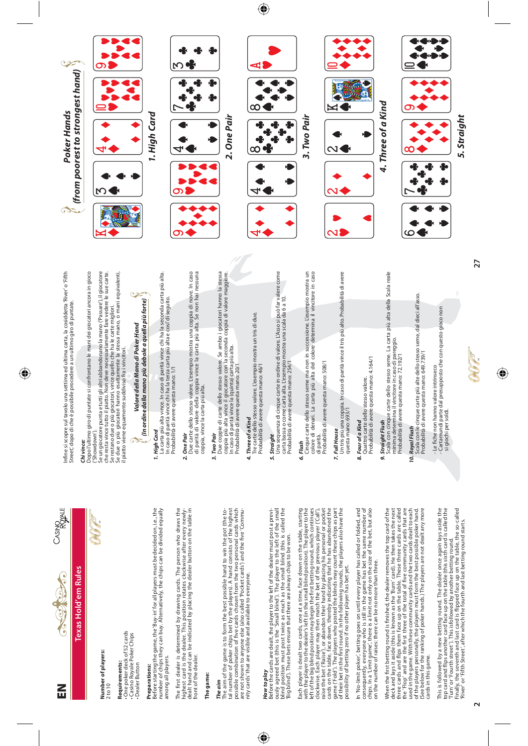# EN

## Texas Hold'em Rules

**Number of players:**
2 to 10

**Requirements:**
- One poker deck of 52 cards
- Casino Royale Poker Chips
- Dealer Button

**Preparations:**
Before starting the game, the 'Buy-in' for all players must be decided on, i.e., the number of chips they can buy. Alternatively, the chips can be divided equally among all players.

The first dealer is determined by drawing cards. The person who draws the highest card is the dealer. This position rotates clockwise after every newly-dealt hand and can be indicated by placing the dealer button on the table in front of the dealer.

**The game:**

*The aim*
The aim of the game is to form the best possible hand to win the pot (the total number of poker chips bet by the players). A hand consists of the highest possible combination of five cards chosen from the two personal cards which are not shown to anyone else (also called 'Pocket cards') and the five 'Community cards' that are visible and available to everyone.

*How to play*
Before the cards are dealt, the player to the left of the dealer must post a previously agreed bet (this is the 'Small blind'). The player to the left of the small blind position must post twice as much as the small blind (this is called the 'Big blind'). These bets ensure that there are always chips to be won.

Each player is dealt two cards, one at a time, face down on the table, starting with the player to the dealer's left (in the small blind position). The player to the left of the big blind position may begin the first betting round, which continues clockwise. Each player may then match the bet of the previous player ('Call'), raise the bet ('Raise'), or abandon their hand by placing his personal or pocket cards on the table, face down, thereby indicating that he has abandoned the game ('Fold'). The players who posted the blinds may count these chips as part of their bet in the first round. In the following rounds, the players also have the possibility of betting zero if no other player has bet yet.

In 'No-limit poker', betting goes on until every player has called or folded, and consequently, everyone who is still in the game has bet the same number of chips. In a 'Limit game', there is a limit not only on the size of the bet, but also on the number of raises: there can be no more than three.

When the first betting round is finished, the dealer removes the top card of the deck and lays it aside (this is known as the 'Burn' card). He then takes the next three cards and flips them face up on the table. These three cards are called the 'Flop' and are the first three of the total of five community cards that are used in the game. With these community cards and the two cards dealt to each of the players personally, the players must form the best possible poker hand. (See below for the ranking of poker hands.) The players are not dealt any more cards in this game.

This is followed by a new betting round. The dealer once again lays aside the top card and flips another card face up on the table; this sixth card is called the 'Turn' or 'Fourth street'. This is followed by another betting round.
Finally, the seventh and last card is flipped face up on the table, the so-called 'River' or 'Fifth Street', after which the fourth and last betting round starts.

Infine si scopre sul tavolo una settima ed ultima carta, la cosiddetta 'River' o 'Fifth Street', dopo di che è possibile procedere a un ultimo giro di puntate.

*Chi vince:*
Dopo l'ultimo giro di puntate si confrontano le mani dei giocatori ancora in gioco ('Showdown').
Se un giocatore punta e tutti gli altri abbandonano la mano ('Passare'), il giocatore che resta vince tutto il piatto. Non deve necessariamente fare vedere le sue carte.
Se restano due o più giocatori, vince quello che ha le carte migliori.
Se due o più giocatori hanno esattamente la stessa mano, o mani equivalenti, il piatto viene equamente suddiviso fra i vincitori.

### Valore della Mano di Poker Hand
### (In ordine dalla mano più debole a quella più forte)

**1. High Card**
La carta più alta vince. In caso di parità vince chi ha la seconda carta più alta. In caso di parità vince chi ha la terza carta più alta e così di seguito.
Probabilità di avere questa mano: 1/1

**2. One Pair**
Due carte dello stesso valore. L'esempio mostra una coppia di nove. In caso di parità di valore della coppia vince la carta più alta. Se non hai nessuna coppia, vince la carta più alta.

**3. Two Pair**
Due coppie di carte dello stesso valore. Se ambo i giocatori hanno la stessa coppia più alta vince il giocatore con la seconda coppia di valore maggiore. In caso di parità vince la (quinta) carta più alta.
Probabilità di avere questa mano: 20/1

**4. Three of a Kind**
Tre carte dello stesso valore. L'esempio mostra un tris di due.
Probabilità di avere questa mano: 46/1

**5. Straight**
Una sequenza di cinque carte in ordine di valore. L'Asso si può far valere come carta bassa o come carta alta. L'esempio mostra una scala da 6 a 10.
Probabilità di avere questa mano: 254/1

**6. Flush**
Cinque carte dello stesso seme ma non in successione. L'esempio mostra un colore di denari. La carta più alta del colore determina il vincitore in caso di parità.
Probabilità di avere questa mano: 508/1

**7. Full House**
Un tris più una coppia. In caso di parità vince il tris più alto. Probabilità di avere questa mano: 693/1

**8. Four of a Kind**
Quattro carte dello stesso valore.
Probabilità di avere questa mano: 4.164/1

**9. Straight Flush**
Scala con cinque carte dello stesso seme. La carta più alta della Scala reale minima determina il vincitore in caso di pareggio.
Probabilità di avere questa mano: 72.192/1

**10. Royal Flush**
Scala con le cinque carte più alte dello stesso seme, dal dieci all'asso.
Probabilità di avere questa mano: 649.739/1

- Le fiche non hanno valore intrinseco
- Cartamundi parte dal presupposto che con questo gioco non si giochi per soldi.

## Poker Hands
## (from poorest to strongest hand)

1. High Card
2. One Pair
3. Two Pair
4. Three of a Kind
5. Straight